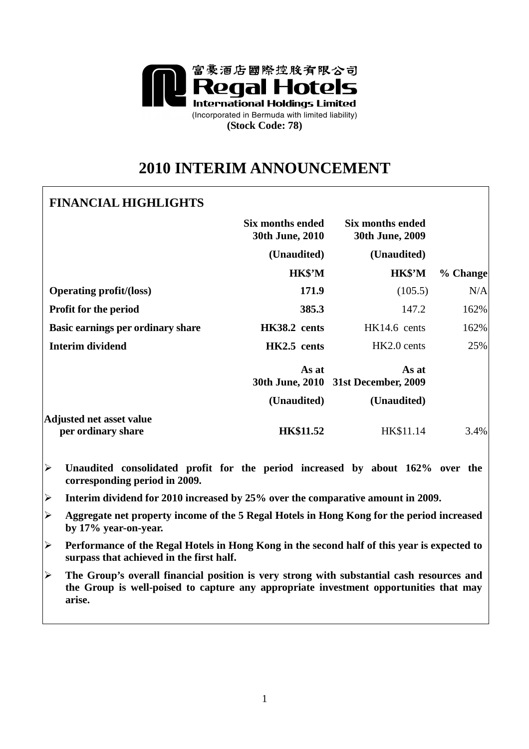富豪酒店國際控股有限公司
**Regal Hotels International Holdings Limited**
(Incorporated in Bermuda with limited liability)
**(Stock Code: 78)**

# 2010 INTERIM ANNOUNCEMENT

## FINANCIAL HIGHLIGHTS

| | Six months ended 30th June, 2010 | Six months ended 30th June, 2009 | |
|---|---|---|---|
| | (Unaudited) | (Unaudited) | |
| | HK$'M | HK$'M | % Change |
| **Operating profit/(loss)** | **171.9** | (105.5) | N/A |
| **Profit for the period** | **385.3** | 147.2 | 162% |
| **Basic earnings per ordinary share** | **HK38.2 cents** | HK14.6 cents | 162% |
| **Interim dividend** | **HK2.5 cents** | HK2.0 cents | 25% |
| | **As at 30th June, 2010** | **As at 31st December, 2009** | |
| | (Unaudited) | (Unaudited) | |
| **Adjusted net asset value per ordinary share** | **HK$11.52** | HK$11.14 | 3.4% |

- **Unaudited consolidated profit for the period increased by about 162% over the corresponding period in 2009.**
- **Interim dividend for 2010 increased by 25% over the comparative amount in 2009.**
- **Aggregate net property income of the 5 Regal Hotels in Hong Kong for the period increased by 17% year-on-year.**
- **Performance of the Regal Hotels in Hong Kong in the second half of this year is expected to surpass that achieved in the first half.**
- **The Group's overall financial position is very strong with substantial cash resources and the Group is well-poised to capture any appropriate investment opportunities that may arise.**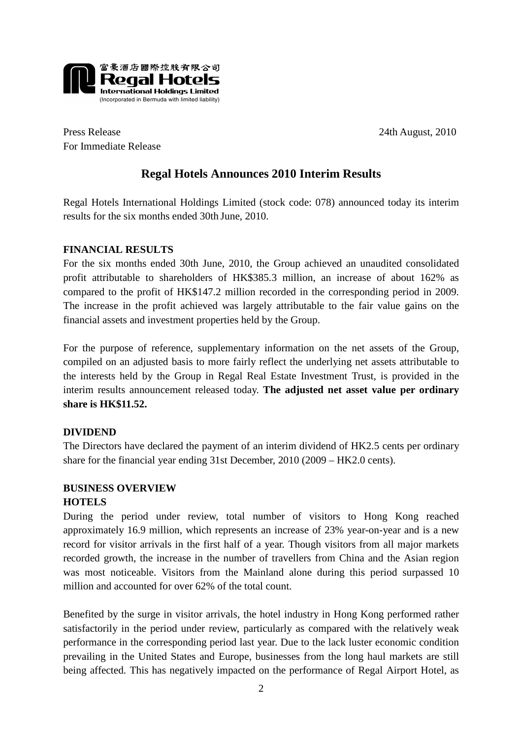富豪酒店國際控股有限公司
Regal Hotels International Holdings Limited
(Incorporated in Bermuda with limited liability)

Press Release
For Immediate Release

24th August, 2010

## Regal Hotels Announces 2010 Interim Results

Regal Hotels International Holdings Limited (stock code: 078) announced today its interim results for the six months ended 30th June, 2010.

### FINANCIAL RESULTS

For the six months ended 30th June, 2010, the Group achieved an unaudited consolidated profit attributable to shareholders of HK$385.3 million, an increase of about 162% as compared to the profit of HK$147.2 million recorded in the corresponding period in 2009. The increase in the profit achieved was largely attributable to the fair value gains on the financial assets and investment properties held by the Group.

For the purpose of reference, supplementary information on the net assets of the Group, compiled on an adjusted basis to more fairly reflect the underlying net assets attributable to the interests held by the Group in Regal Real Estate Investment Trust, is provided in the interim results announcement released today. **The adjusted net asset value per ordinary share is HK$11.52.**

### DIVIDEND

The Directors have declared the payment of an interim dividend of HK2.5 cents per ordinary share for the financial year ending 31st December, 2010 (2009 – HK2.0 cents).

### BUSINESS OVERVIEW

### HOTELS

During the period under review, total number of visitors to Hong Kong reached approximately 16.9 million, which represents an increase of 23% year-on-year and is a new record for visitor arrivals in the first half of a year. Though visitors from all major markets recorded growth, the increase in the number of travellers from China and the Asian region was most noticeable. Visitors from the Mainland alone during this period surpassed 10 million and accounted for over 62% of the total count.

Benefited by the surge in visitor arrivals, the hotel industry in Hong Kong performed rather satisfactorily in the period under review, particularly as compared with the relatively weak performance in the corresponding period last year. Due to the lack luster economic condition prevailing in the United States and Europe, businesses from the long haul markets are still being affected. This has negatively impacted on the performance of Regal Airport Hotel, as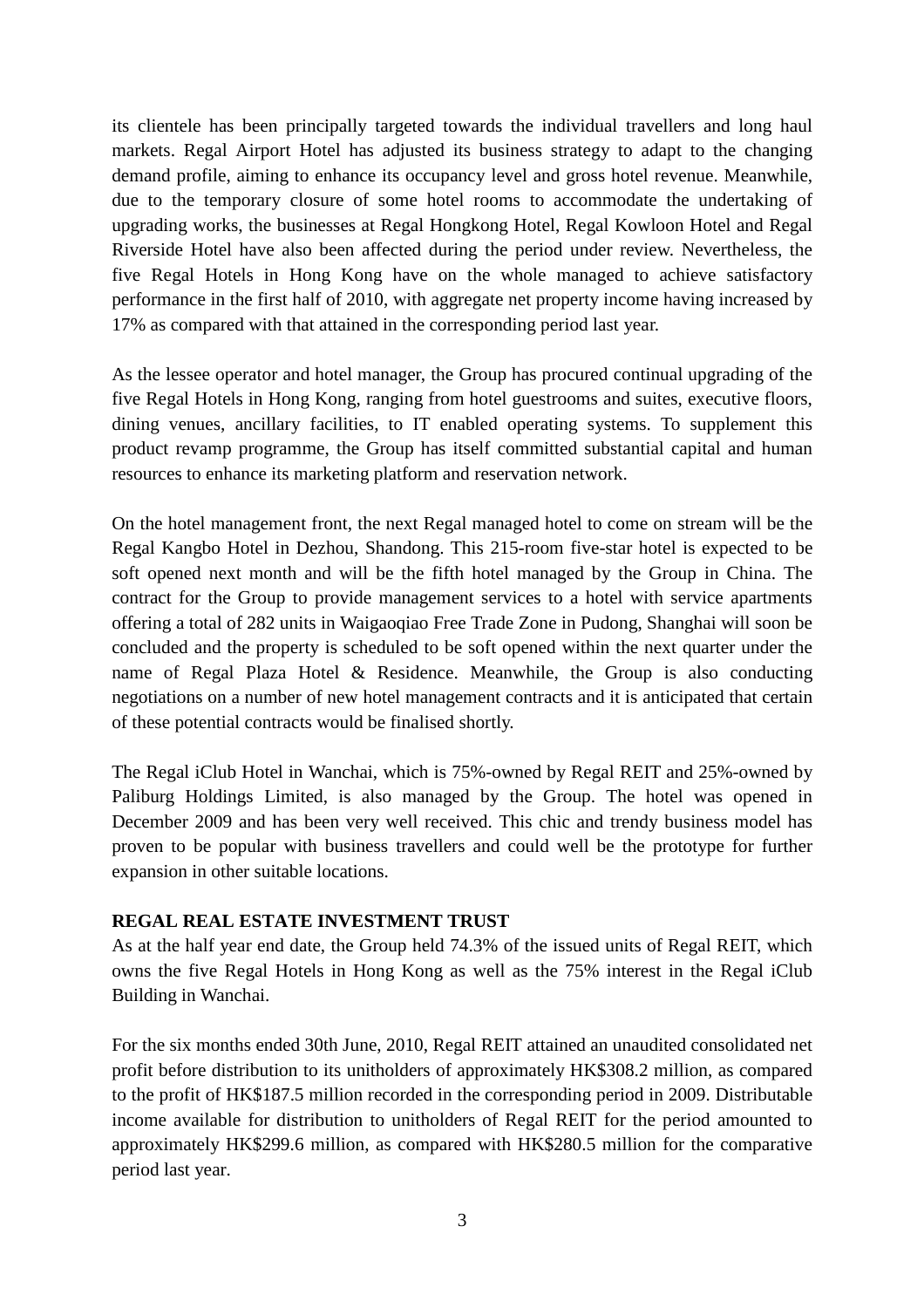its clientele has been principally targeted towards the individual travellers and long haul markets. Regal Airport Hotel has adjusted its business strategy to adapt to the changing demand profile, aiming to enhance its occupancy level and gross hotel revenue. Meanwhile, due to the temporary closure of some hotel rooms to accommodate the undertaking of upgrading works, the businesses at Regal Hongkong Hotel, Regal Kowloon Hotel and Regal Riverside Hotel have also been affected during the period under review. Nevertheless, the five Regal Hotels in Hong Kong have on the whole managed to achieve satisfactory performance in the first half of 2010, with aggregate net property income having increased by 17% as compared with that attained in the corresponding period last year.

As the lessee operator and hotel manager, the Group has procured continual upgrading of the five Regal Hotels in Hong Kong, ranging from hotel guestrooms and suites, executive floors, dining venues, ancillary facilities, to IT enabled operating systems. To supplement this product revamp programme, the Group has itself committed substantial capital and human resources to enhance its marketing platform and reservation network.

On the hotel management front, the next Regal managed hotel to come on stream will be the Regal Kangbo Hotel in Dezhou, Shandong. This 215-room five-star hotel is expected to be soft opened next month and will be the fifth hotel managed by the Group in China. The contract for the Group to provide management services to a hotel with service apartments offering a total of 282 units in Waigaoqiao Free Trade Zone in Pudong, Shanghai will soon be concluded and the property is scheduled to be soft opened within the next quarter under the name of Regal Plaza Hotel & Residence. Meanwhile, the Group is also conducting negotiations on a number of new hotel management contracts and it is anticipated that certain of these potential contracts would be finalised shortly.

The Regal iClub Hotel in Wanchai, which is 75%-owned by Regal REIT and 25%-owned by Paliburg Holdings Limited, is also managed by the Group. The hotel was opened in December 2009 and has been very well received. This chic and trendy business model has proven to be popular with business travellers and could well be the prototype for further expansion in other suitable locations.

**REGAL REAL ESTATE INVESTMENT TRUST**

As at the half year end date, the Group held 74.3% of the issued units of Regal REIT, which owns the five Regal Hotels in Hong Kong as well as the 75% interest in the Regal iClub Building in Wanchai.

For the six months ended 30th June, 2010, Regal REIT attained an unaudited consolidated net profit before distribution to its unitholders of approximately HK$308.2 million, as compared to the profit of HK$187.5 million recorded in the corresponding period in 2009. Distributable income available for distribution to unitholders of Regal REIT for the period amounted to approximately HK$299.6 million, as compared with HK$280.5 million for the comparative period last year.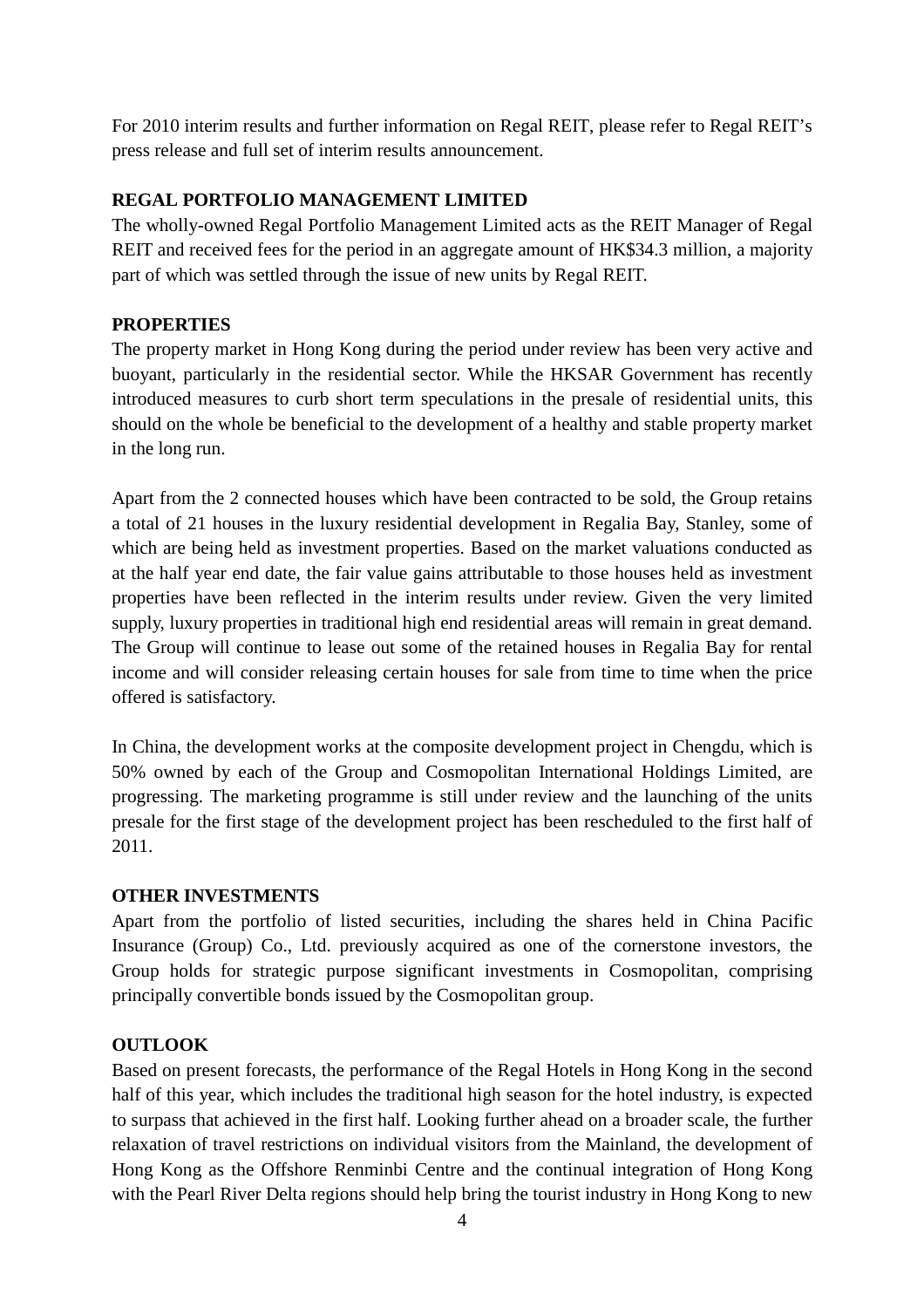For 2010 interim results and further information on Regal REIT, please refer to Regal REIT's press release and full set of interim results announcement.

**REGAL PORTFOLIO MANAGEMENT LIMITED**

The wholly-owned Regal Portfolio Management Limited acts as the REIT Manager of Regal REIT and received fees for the period in an aggregate amount of HK$34.3 million, a majority part of which was settled through the issue of new units by Regal REIT.

**PROPERTIES**

The property market in Hong Kong during the period under review has been very active and buoyant, particularly in the residential sector. While the HKSAR Government has recently introduced measures to curb short term speculations in the presale of residential units, this should on the whole be beneficial to the development of a healthy and stable property market in the long run.

Apart from the 2 connected houses which have been contracted to be sold, the Group retains a total of 21 houses in the luxury residential development in Regalia Bay, Stanley, some of which are being held as investment properties. Based on the market valuations conducted as at the half year end date, the fair value gains attributable to those houses held as investment properties have been reflected in the interim results under review. Given the very limited supply, luxury properties in traditional high end residential areas will remain in great demand. The Group will continue to lease out some of the retained houses in Regalia Bay for rental income and will consider releasing certain houses for sale from time to time when the price offered is satisfactory.

In China, the development works at the composite development project in Chengdu, which is 50% owned by each of the Group and Cosmopolitan International Holdings Limited, are progressing. The marketing programme is still under review and the launching of the units presale for the first stage of the development project has been rescheduled to the first half of 2011.

**OTHER INVESTMENTS**

Apart from the portfolio of listed securities, including the shares held in China Pacific Insurance (Group) Co., Ltd. previously acquired as one of the cornerstone investors, the Group holds for strategic purpose significant investments in Cosmopolitan, comprising principally convertible bonds issued by the Cosmopolitan group.

**OUTLOOK**

Based on present forecasts, the performance of the Regal Hotels in Hong Kong in the second half of this year, which includes the traditional high season for the hotel industry, is expected to surpass that achieved in the first half. Looking further ahead on a broader scale, the further relaxation of travel restrictions on individual visitors from the Mainland, the development of Hong Kong as the Offshore Renminbi Centre and the continual integration of Hong Kong with the Pearl River Delta regions should help bring the tourist industry in Hong Kong to new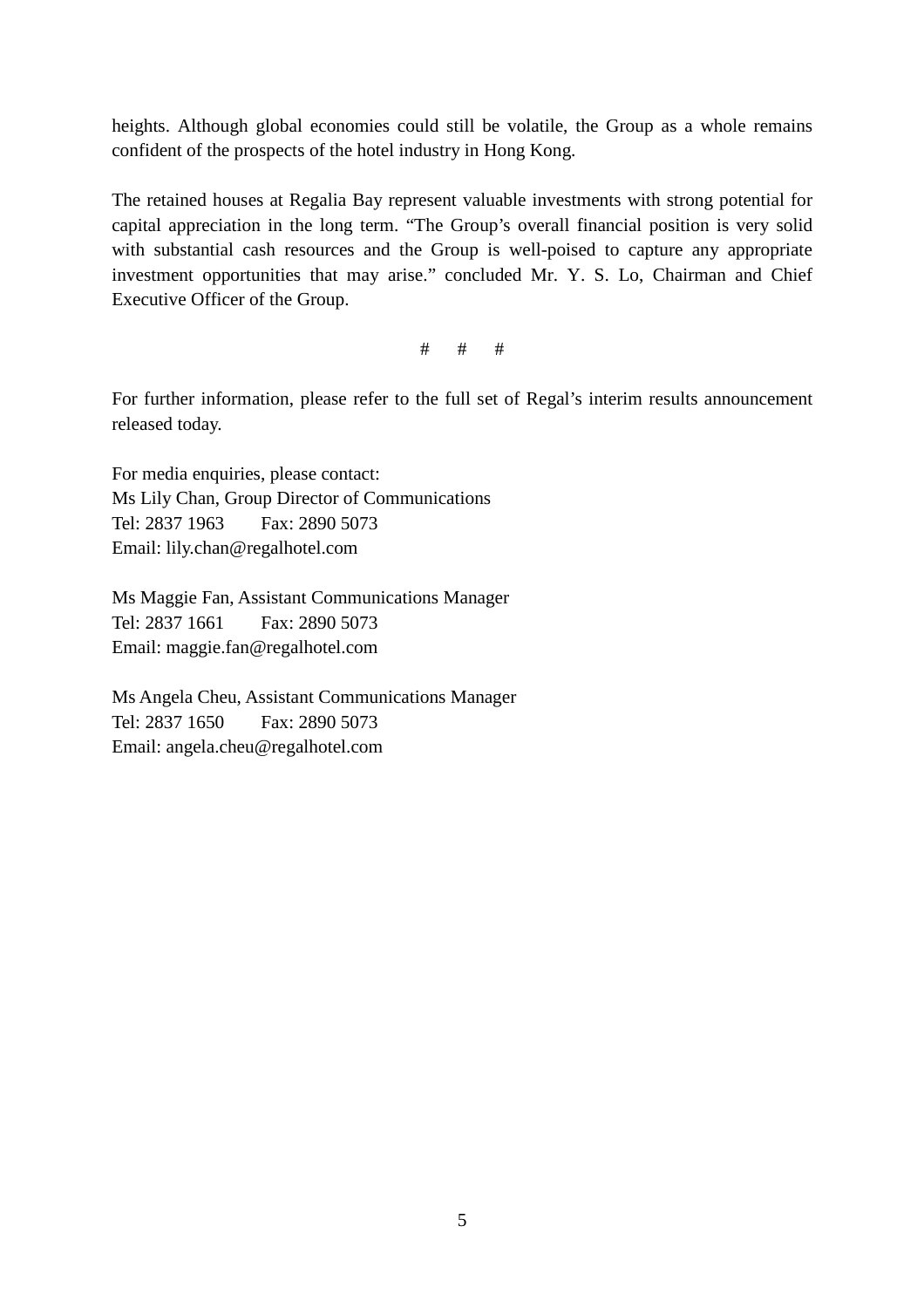heights. Although global economies could still be volatile, the Group as a whole remains confident of the prospects of the hotel industry in Hong Kong.

The retained houses at Regalia Bay represent valuable investments with strong potential for capital appreciation in the long term. "The Group's overall financial position is very solid with substantial cash resources and the Group is well-poised to capture any appropriate investment opportunities that may arise." concluded Mr. Y. S. Lo, Chairman and Chief Executive Officer of the Group.

# # #

For further information, please refer to the full set of Regal's interim results announcement released today.

For media enquiries, please contact:
Ms Lily Chan, Group Director of Communications
Tel: 2837 1963 Fax: 2890 5073
Email: lily.chan@regalhotel.com

Ms Maggie Fan, Assistant Communications Manager
Tel: 2837 1661 Fax: 2890 5073
Email: maggie.fan@regalhotel.com

Ms Angela Cheu, Assistant Communications Manager
Tel: 2837 1650 Fax: 2890 5073
Email: angela.cheu@regalhotel.com